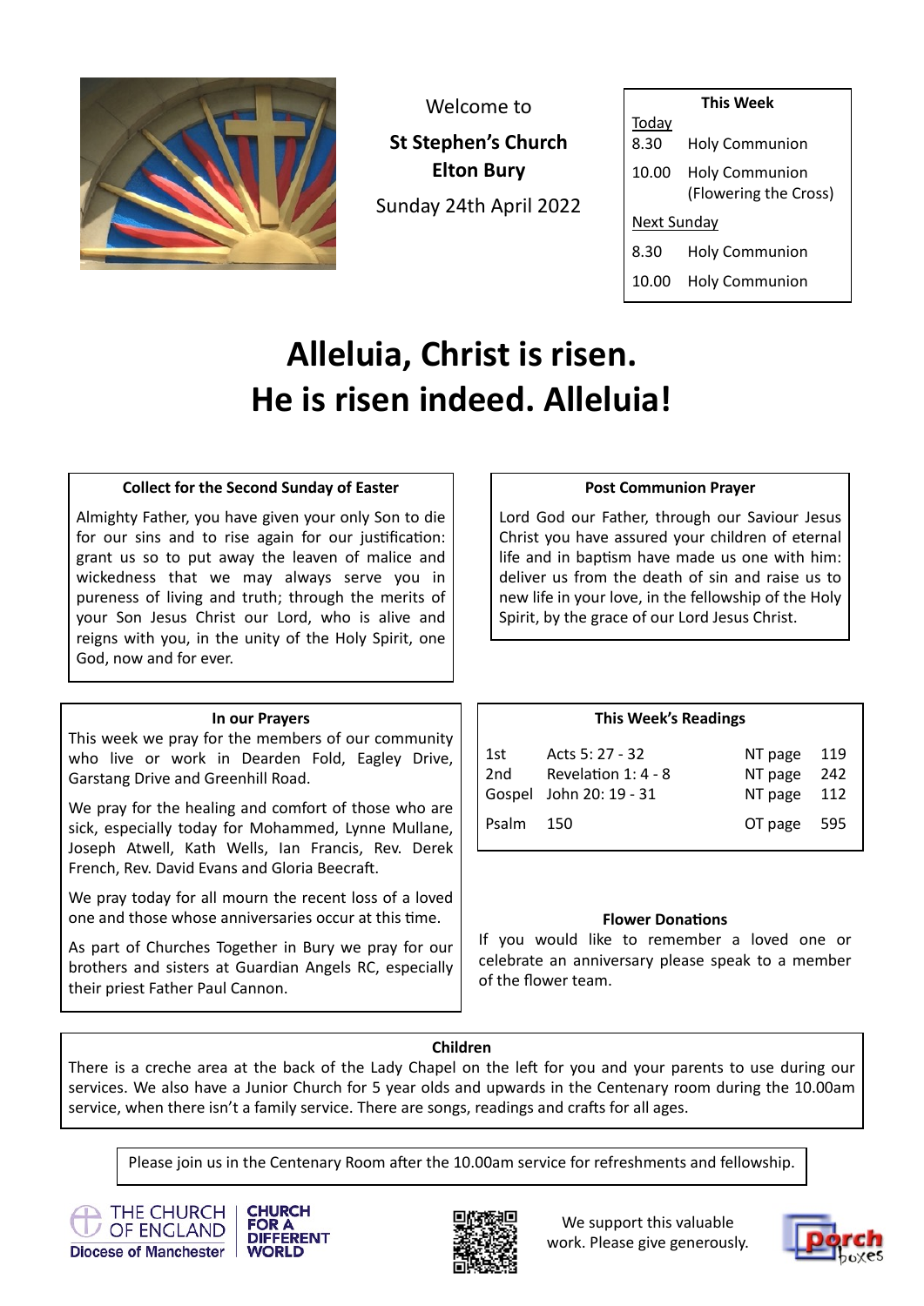Welcome to

**St Stephen's Church**
**Elton Bury**

Sunday 24th April 2022

**This Week**

Today

| | |
|---|---|
| 8.30 | Holy Communion |
| 10.00 | Holy Communion (Flowering the Cross) |

Next Sunday

| | |
|---|---|
| 8.30 | Holy Communion |
| 10.00 | Holy Communion |

# Alleluia, Christ is risen.
# He is risen indeed. Alleluia!

**Collect for the Second Sunday of Easter**

Almighty Father, you have given your only Son to die for our sins and to rise again for our justification: grant us so to put away the leaven of malice and wickedness that we may always serve you in pureness of living and truth; through the merits of your Son Jesus Christ our Lord, who is alive and reigns with you, in the unity of the Holy Spirit, one God, now and for ever.

**Post Communion Prayer**

Lord God our Father, through our Saviour Jesus Christ you have assured your children of eternal life and in baptism have made us one with him: deliver us from the death of sin and raise us to new life in your love, in the fellowship of the Holy Spirit, by the grace of our Lord Jesus Christ.

**In our Prayers**

This week we pray for the members of our community who live or work in Dearden Fold, Eagley Drive, Garstang Drive and Greenhill Road.

We pray for the healing and comfort of those who are sick, especially today for Mohammed, Lynne Mullane, Joseph Atwell, Kath Wells, Ian Francis, Rev. Derek French, Rev. David Evans and Gloria Beecraft.

We pray today for all mourn the recent loss of a loved one and those whose anniversaries occur at this time.

As part of Churches Together in Bury we pray for our brothers and sisters at Guardian Angels RC, especially their priest Father Paul Cannon.

**This Week's Readings**

| | | | |
|---|---|---|---|
| 1st | Acts 5: 27 - 32 | NT page | 119 |
| 2nd | Revelation 1: 4 - 8 | NT page | 242 |
| Gospel | John 20: 19 - 31 | NT page | 112 |
| Psalm | 150 | OT page | 595 |

**Flower Donations**

If you would like to remember a loved one or celebrate an anniversary please speak to a member of the flower team.

**Children**

There is a creche area at the back of the Lady Chapel on the left for you and your parents to use during our services. We also have a Junior Church for 5 year olds and upwards in the Centenary room during the 10.00am service, when there isn't a family service. There are songs, readings and crafts for all ages.

Please join us in the Centenary Room after the 10.00am service for refreshments and fellowship.

THE CHURCH OF ENGLAND
Diocese of Manchester

CHURCH FOR A DIFFERENT WORLD

We support this valuable work. Please give generously.

porch boxes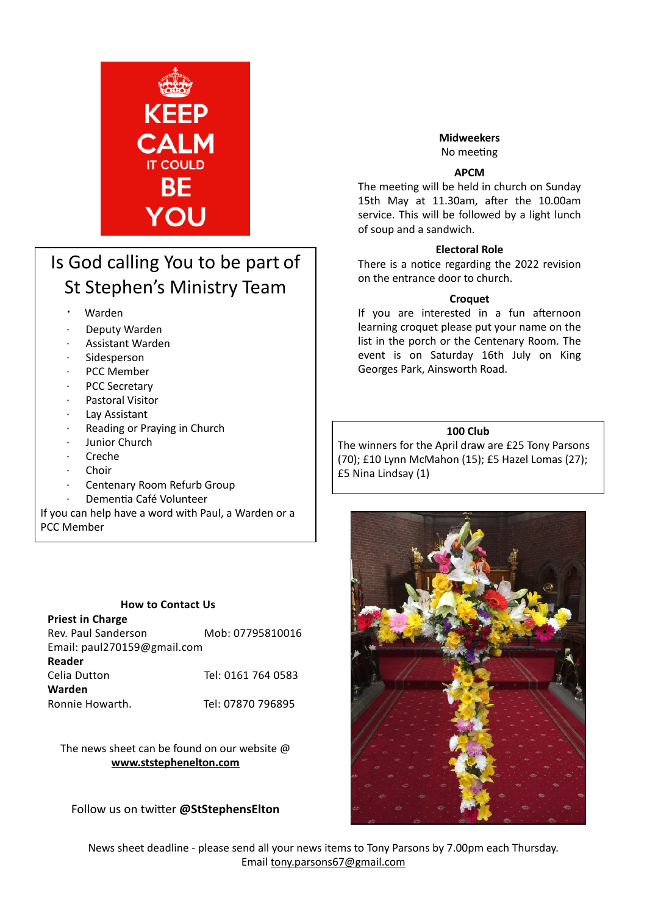KEEP CALM IT COULD BE YOU

## Is God calling You to be part of St Stephen's Ministry Team

- Warden
- Deputy Warden
- Assistant Warden
- Sidesperson
- PCC Member
- PCC Secretary
- Pastoral Visitor
- Lay Assistant
- Reading or Praying in Church
- Junior Church
- Creche
- Choir
- Centenary Room Refurb Group
- Dementia Café Volunteer

If you can help have a word with Paul, a Warden or a PCC Member

**How to Contact Us**

**Priest in Charge**
Rev. Paul Sanderson Mob: 07795810016
Email: paul270159@gmail.com

**Reader**
Celia Dutton Tel: 0161 764 0583

**Warden**
Ronnie Howarth. Tel: 07870 796895

The news sheet can be found on our website @ **www.ststephenelton.com**

Follow us on twitter **@StStephensElton**

**Midweekers**
No meeting

**APCM**
The meeting will be held in church on Sunday 15th May at 11.30am, after the 10.00am service. This will be followed by a light lunch of soup and a sandwich.

**Electoral Role**
There is a notice regarding the 2022 revision on the entrance door to church.

**Croquet**
If you are interested in a fun afternoon learning croquet please put your name on the list in the porch or the Centenary Room. The event is on Saturday 16th July on King Georges Park, Ainsworth Road.

**100 Club**
The winners for the April draw are £25 Tony Parsons (70); £10 Lynn McMahon (15); £5 Hazel Lomas (27); £5 Nina Lindsay (1)

News sheet deadline - please send all your news items to Tony Parsons by 7.00pm each Thursday. Email tony.parsons67@gmail.com